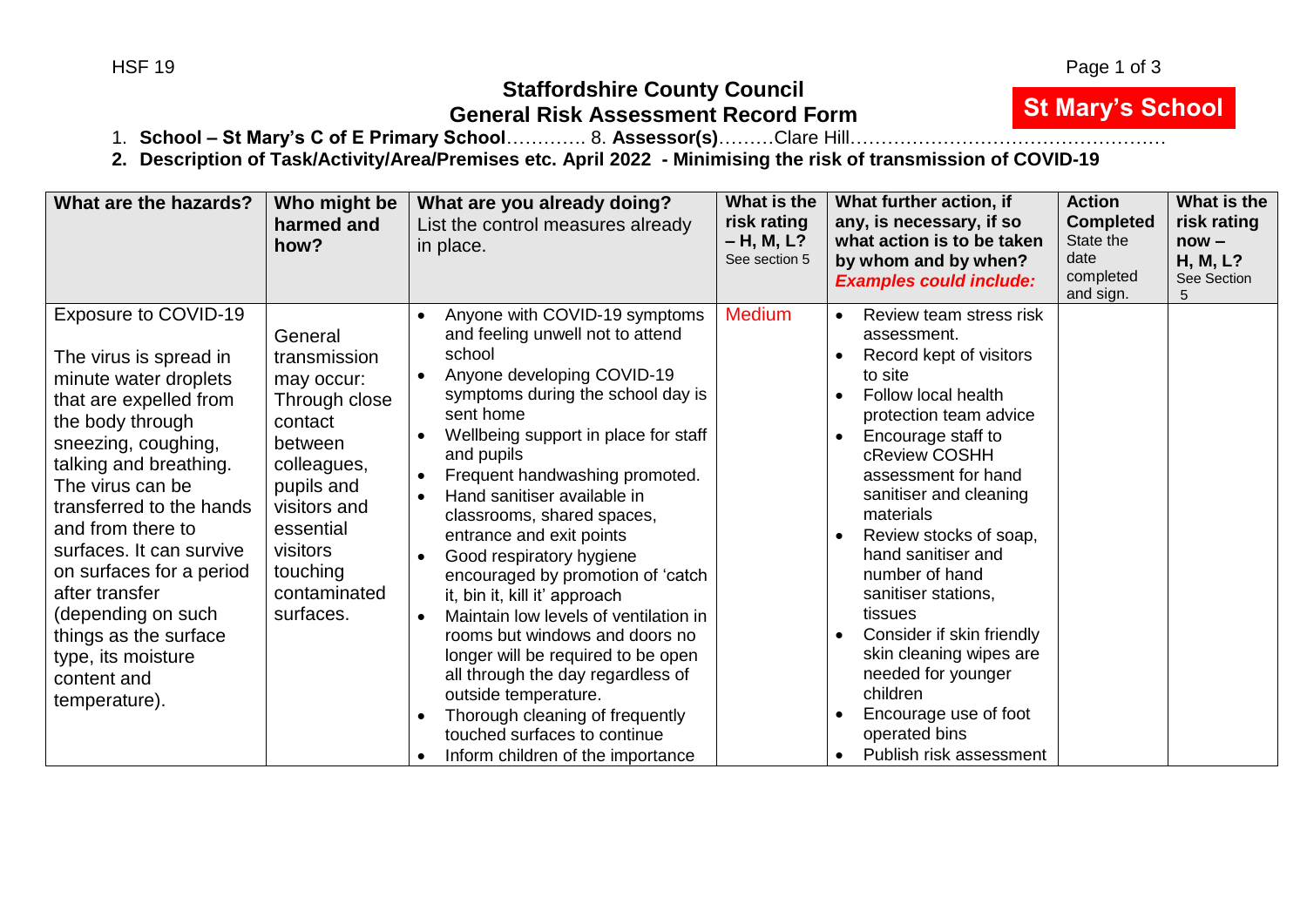## Staffordshire County Council
## General Risk Assessment Record Form

**St Mary's School**

1. **School – St Mary's C of E Primary School**…………. 8. **Assessor(s)**………Clare Hill……………………………………………

2. **Description of Task/Activity/Area/Premises etc. April 2022 - Minimising the risk of transmission of COVID-19**

| What are the hazards? | Who might be harmed and how? | What are you already doing? List the control measures already in place. | What is the risk rating – H, M, L? See section 5 | What further action, if any, is necessary, if so what action is to be taken by whom and by when? *Examples could include:* | Action Completed State the date completed and sign. | What is the risk rating now – H, M, L? See Section 5 |
|---|---|---|---|---|---|---|
| Exposure to COVID-19<br><br>The virus is spread in minute water droplets that are expelled from the body through sneezing, coughing, talking and breathing. The virus can be transferred to the hands and from there to surfaces. It can survive on surfaces for a period after transfer (depending on such things as the surface type, its moisture content and temperature). | General transmission may occur: Through close contact between colleagues, pupils and visitors and essential visitors touching contaminated surfaces. | • Anyone with COVID-19 symptoms and feeling unwell not to attend school<br>• Anyone developing COVID-19 symptoms during the school day is sent home<br>• Wellbeing support in place for staff and pupils<br>• Frequent handwashing promoted.<br>• Hand sanitiser available in classrooms, shared spaces, entrance and exit points<br>• Good respiratory hygiene encouraged by promotion of 'catch it, bin it, kill it' approach<br>• Maintain low levels of ventilation in rooms but windows and doors no longer will be required to be open all through the day regardless of outside temperature.<br>• Thorough cleaning of frequently touched surfaces to continue<br>• Inform children of the importance | Medium | • Review team stress risk assessment.<br>• Record kept of visitors to site<br>• Follow local health protection team advice<br>• Encourage staff to cReview COSHH assessment for hand sanitiser and cleaning materials<br>• Review stocks of soap, hand sanitiser and number of hand sanitiser stations, tissues<br>• Consider if skin friendly skin cleaning wipes are needed for younger children<br>• Encourage use of foot operated bins<br>• Publish risk assessment | | |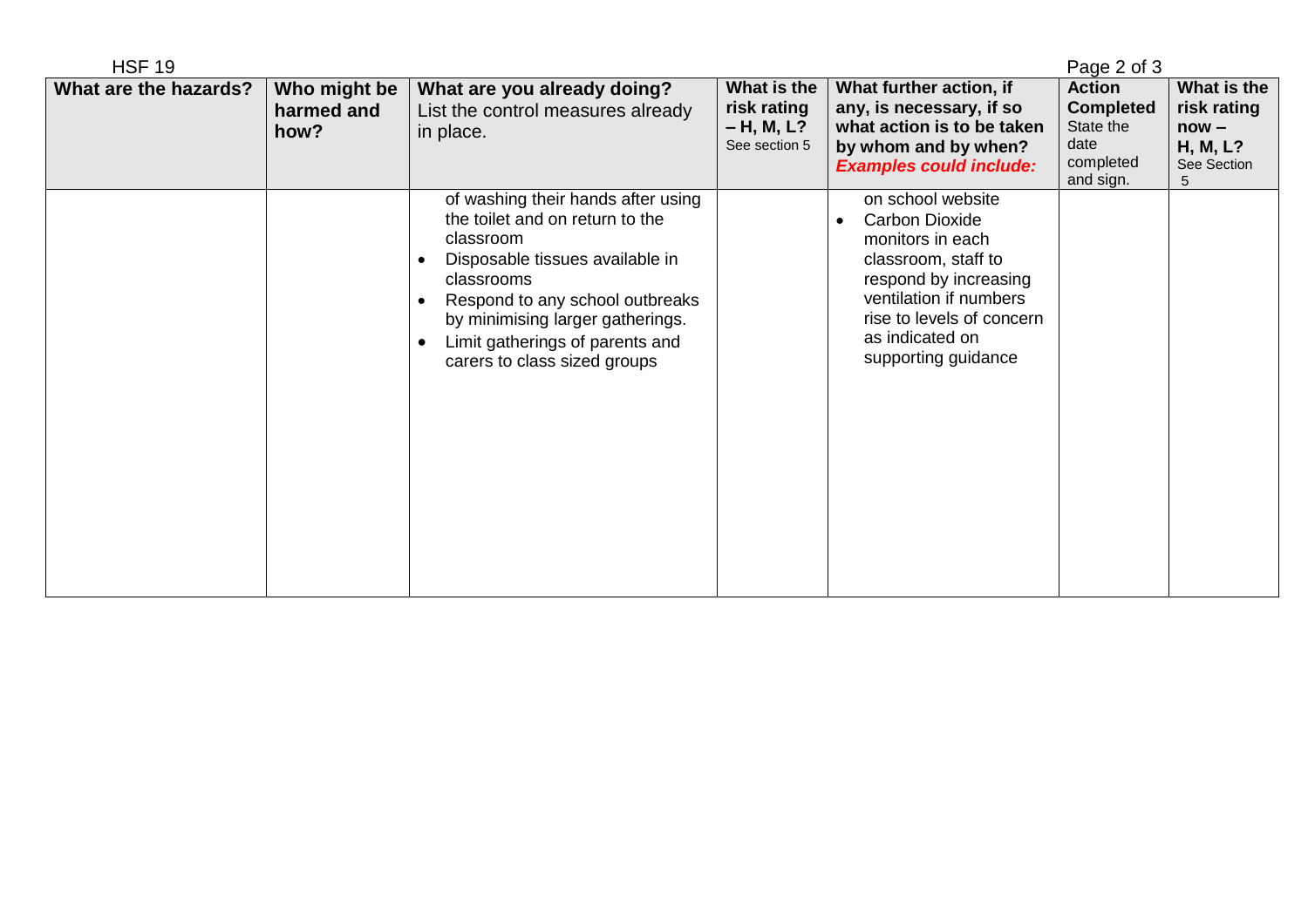| What are the hazards? | Who might be harmed and how? | What are you already doing? List the control measures already in place. | What is the risk rating – H, M, L? See section 5 | What further action, if any, is necessary, if so what action is to be taken by whom and by when? ***Examples could include:*** | Action Completed State the date completed and sign. | What is the risk rating now – H, M, L? See Section 5 |
|---|---|---|---|---|---|---|
| | | of washing their hands after using the toilet and on return to the classroom<br>• Disposable tissues available in classrooms<br>• Respond to any school outbreaks by minimising larger gatherings.<br>• Limit gatherings of parents and carers to class sized groups | | on school website<br>• Carbon Dioxide monitors in each classroom, staff to respond by increasing ventilation if numbers rise to levels of concern as indicated on supporting guidance | | |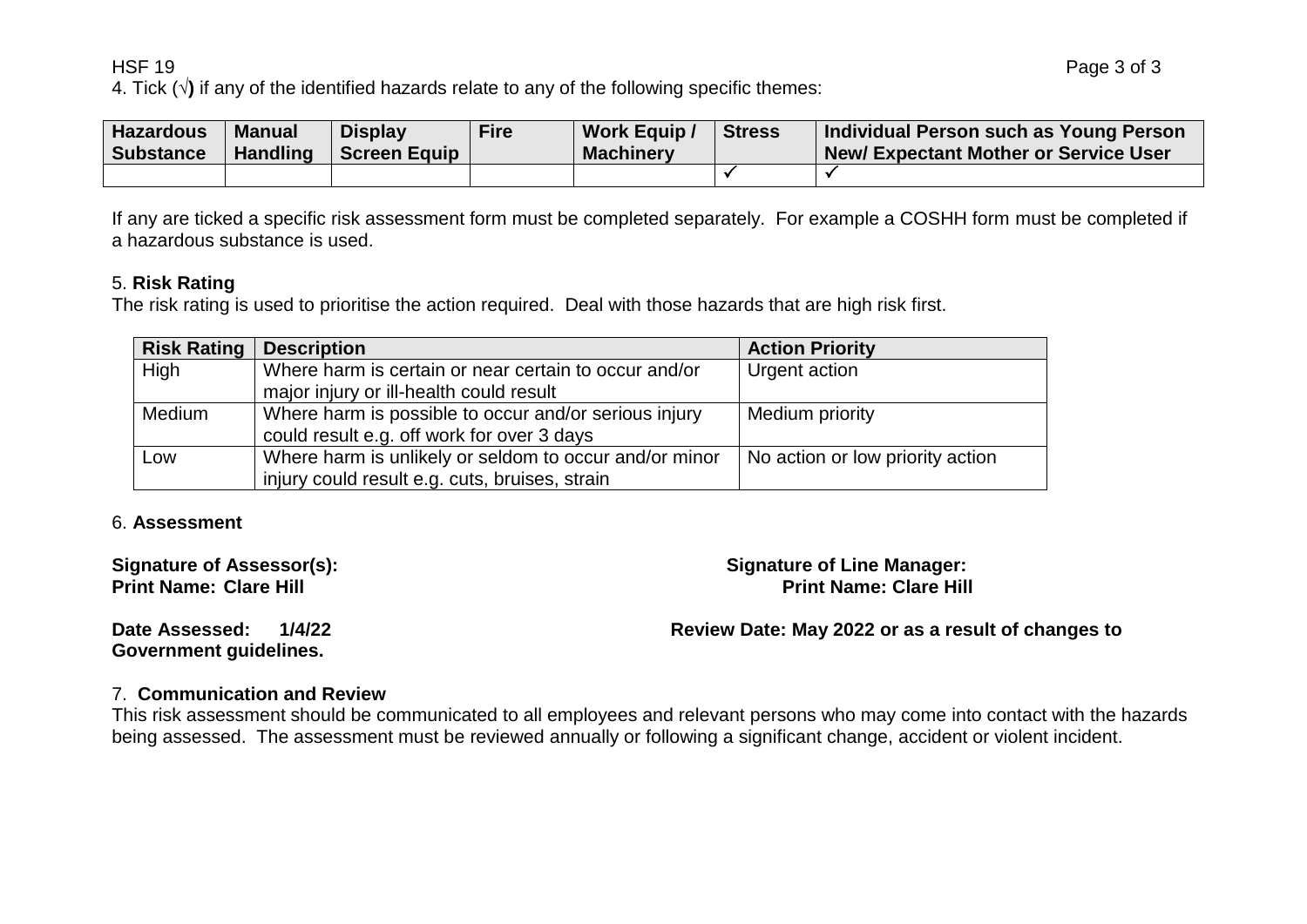4. Tick (√**)** if any of the identified hazards relate to any of the following specific themes:

| Hazardous Substance | Manual Handling | Display Screen Equip | Fire | Work Equip / Machinery | Stress | Individual Person such as Young Person New/ Expectant Mother or Service User |
|---|---|---|---|---|---|---|
| | | | | | ✓ | ✓ |

If any are ticked a specific risk assessment form must be completed separately. For example a COSHH form must be completed if a hazardous substance is used.

5. **Risk Rating**

The risk rating is used to prioritise the action required. Deal with those hazards that are high risk first.

| Risk Rating | Description | Action Priority |
|---|---|---|
| High | Where harm is certain or near certain to occur and/or major injury or ill-health could result | Urgent action |
| Medium | Where harm is possible to occur and/or serious injury could result e.g. off work for over 3 days | Medium priority |
| Low | Where harm is unlikely or seldom to occur and/or minor injury could result e.g. cuts, bruises, strain | No action or low priority action |

6. **Assessment**

**Signature of Assessor(s):**
**Print Name: Clare Hill**

**Signature of Line Manager:**
**Print Name: Clare Hill**

**Date Assessed: 1/4/22**

**Review Date: May 2022 or as a result of changes to Government guidelines.**

7. **Communication and Review**

This risk assessment should be communicated to all employees and relevant persons who may come into contact with the hazards being assessed. The assessment must be reviewed annually or following a significant change, accident or violent incident.